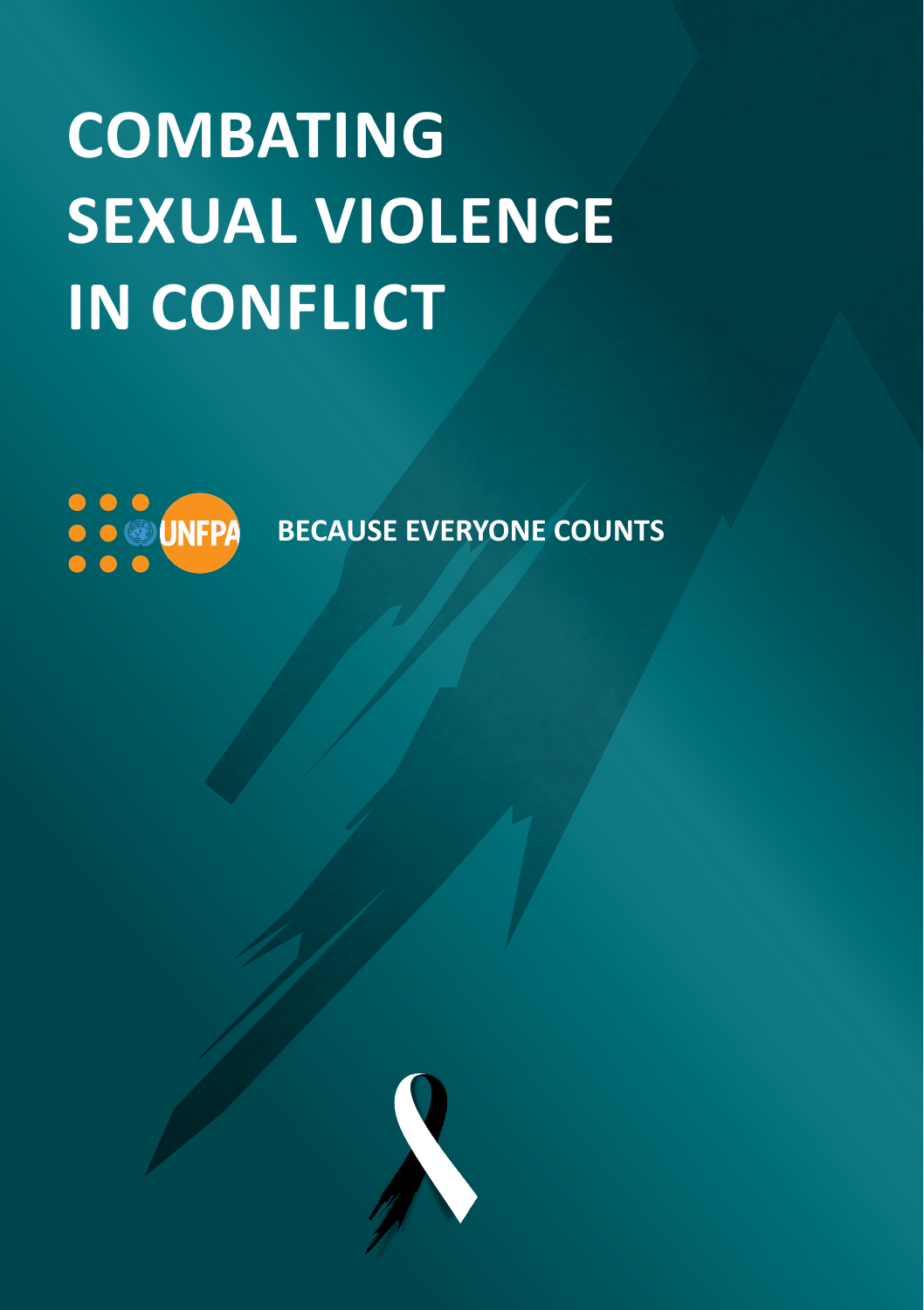# COMBATING SEXUAL VIOLENCE IN CONFLICT

UNFPA

**BECAUSE EVERYONE COUNTS**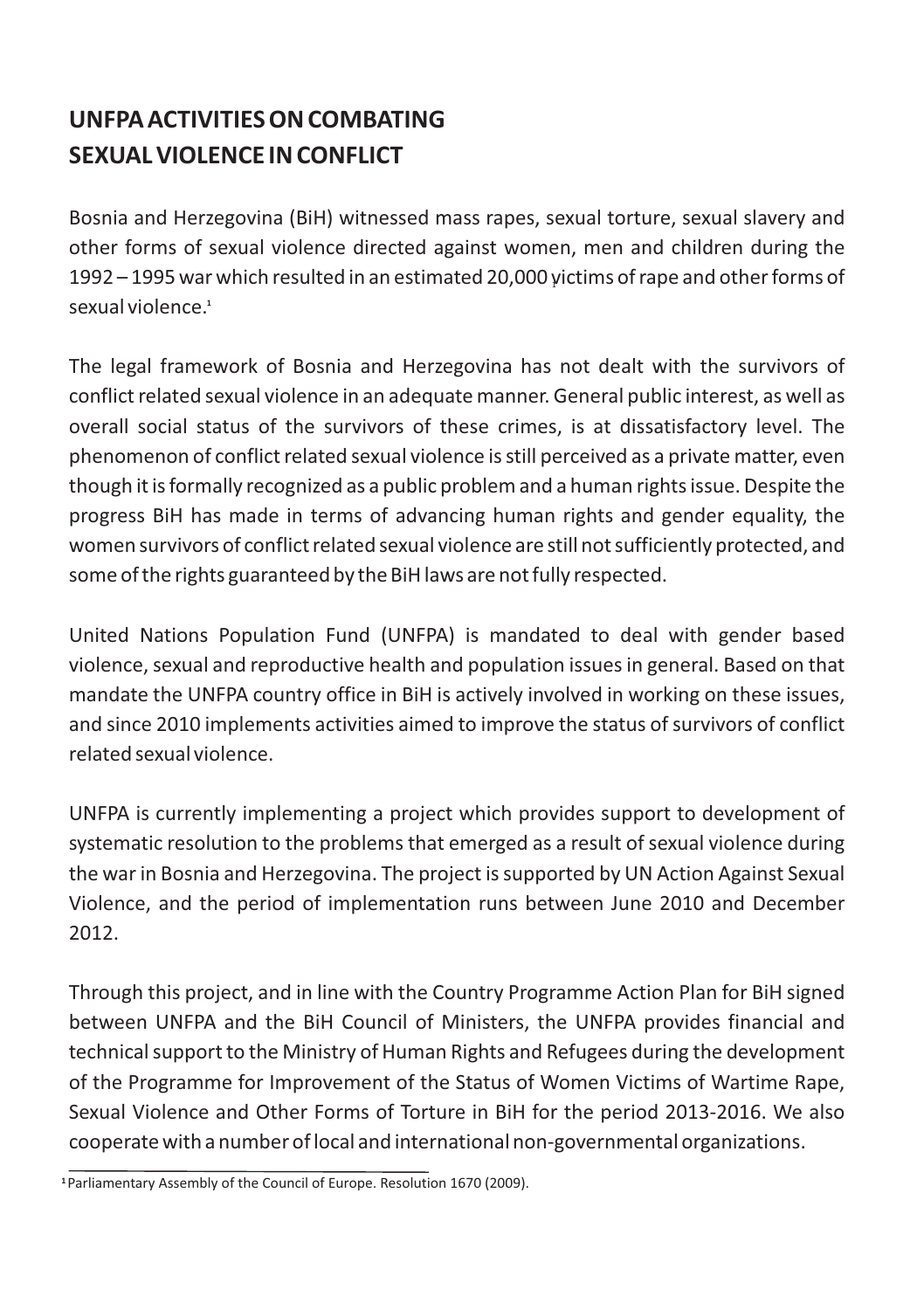## UNFPA ACTIVITIES ON COMBATING SEXUAL VIOLENCE IN CONFLICT

Bosnia and Herzegovina (BiH) witnessed mass rapes, sexual torture, sexual slavery and other forms of sexual violence directed against women, men and children during the 1992 – 1995 war which resulted in an estimated 20,000 victims of rape and other forms of sexual violence.[1]

The legal framework of Bosnia and Herzegovina has not dealt with the survivors of conflict related sexual violence in an adequate manner. General public interest, as well as overall social status of the survivors of these crimes, is at dissatisfactory level. The phenomenon of conflict related sexual violence is still perceived as a private matter, even though it is formally recognized as a public problem and a human rights issue. Despite the progress BiH has made in terms of advancing human rights and gender equality, the women survivors of conflict related sexual violence are still not sufficiently protected, and some of the rights guaranteed by the BiH laws are not fully respected.

United Nations Population Fund (UNFPA) is mandated to deal with gender based violence, sexual and reproductive health and population issues in general. Based on that mandate the UNFPA country office in BiH is actively involved in working on these issues, and since 2010 implements activities aimed to improve the status of survivors of conflict related sexual violence.

UNFPA is currently implementing a project which provides support to development of systematic resolution to the problems that emerged as a result of sexual violence during the war in Bosnia and Herzegovina. The project is supported by UN Action Against Sexual Violence, and the period of implementation runs between June 2010 and December 2012.

Through this project, and in line with the Country Programme Action Plan for BiH signed between UNFPA and the BiH Council of Ministers, the UNFPA provides financial and technical support to the Ministry of Human Rights and Refugees during the development of the Programme for Improvement of the Status of Women Victims of Wartime Rape, Sexual Violence and Other Forms of Torture in BiH for the period 2013-2016. We also cooperate with a number of local and international non-governmental organizations.

---

[1] Parliamentary Assembly of the Council of Europe. Resolution 1670 (2009).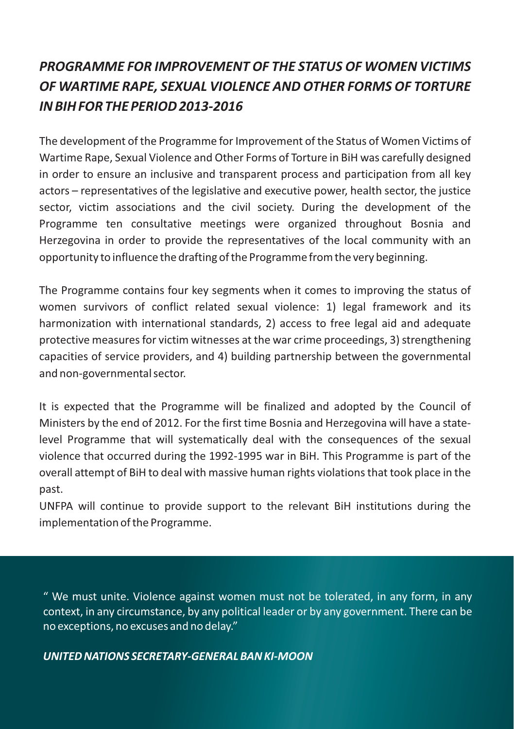## *PROGRAMME FOR IMPROVEMENT OF THE STATUS OF WOMEN VICTIMS OF WARTIME RAPE, SEXUAL VIOLENCE AND OTHER FORMS OF TORTURE IN BIH FOR THE PERIOD 2013-2016*

The development of the Programme for Improvement of the Status of Women Victims of Wartime Rape, Sexual Violence and Other Forms of Torture in BiH was carefully designed in order to ensure an inclusive and transparent process and participation from all key actors – representatives of the legislative and executive power, health sector, the justice sector, victim associations and the civil society. During the development of the Programme ten consultative meetings were organized throughout Bosnia and Herzegovina in order to provide the representatives of the local community with an opportunity to influence the drafting of the Programme from the very beginning.

The Programme contains four key segments when it comes to improving the status of women survivors of conflict related sexual violence: 1) legal framework and its harmonization with international standards, 2) access to free legal aid and adequate protective measures for victim witnesses at the war crime proceedings, 3) strengthening capacities of service providers, and 4) building partnership between the governmental and non-governmental sector.

It is expected that the Programme will be finalized and adopted by the Council of Ministers by the end of 2012. For the first time Bosnia and Herzegovina will have a state-level Programme that will systematically deal with the consequences of the sexual violence that occurred during the 1992-1995 war in BiH. This Programme is part of the overall attempt of BiH to deal with massive human rights violations that took place in the past.

UNFPA will continue to provide support to the relevant BiH institutions during the implementation of the Programme.

" We must unite. Violence against women must not be tolerated, in any form, in any context, in any circumstance, by any political leader or by any government. There can be no exceptions, no excuses and no delay."

***UNITED NATIONS SECRETARY-GENERAL BAN KI-MOON***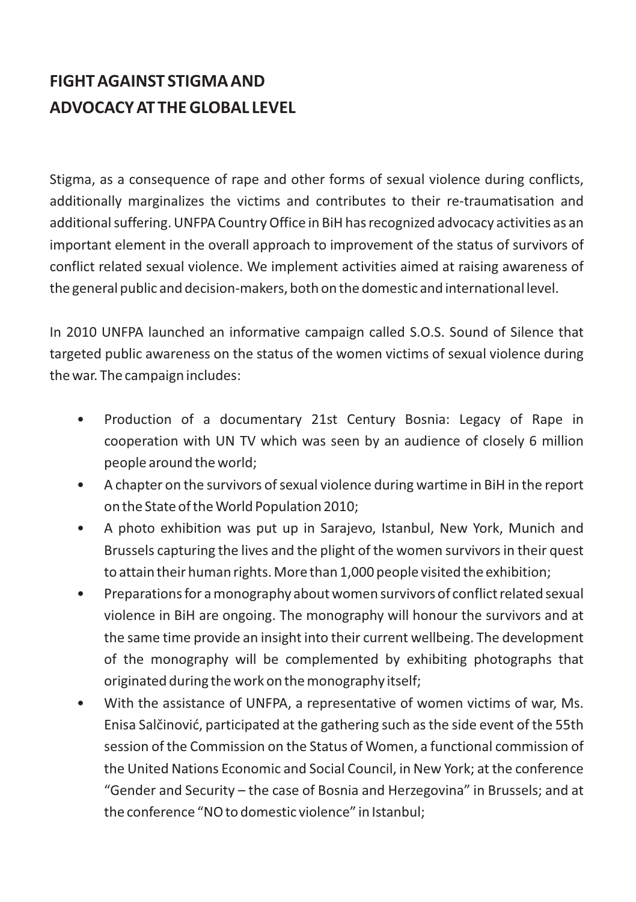## FIGHT AGAINST STIGMA AND ADVOCACY AT THE GLOBAL LEVEL

Stigma, as a consequence of rape and other forms of sexual violence during conflicts, additionally marginalizes the victims and contributes to their re-traumatisation and additional suffering. UNFPA Country Office in BiH has recognized advocacy activities as an important element in the overall approach to improvement of the status of survivors of conflict related sexual violence. We implement activities aimed at raising awareness of the general public and decision-makers, both on the domestic and international level.

In 2010 UNFPA launched an informative campaign called S.O.S. Sound of Silence that targeted public awareness on the status of the women victims of sexual violence during the war. The campaign includes:

- Production of a documentary 21st Century Bosnia: Legacy of Rape in cooperation with UN TV which was seen by an audience of closely 6 million people around the world;
- A chapter on the survivors of sexual violence during wartime in BiH in the report on the State of the World Population 2010;
- A photo exhibition was put up in Sarajevo, Istanbul, New York, Munich and Brussels capturing the lives and the plight of the women survivors in their quest to attain their human rights. More than 1,000 people visited the exhibition;
- Preparations for a monography about women survivors of conflict related sexual violence in BiH are ongoing. The monography will honour the survivors and at the same time provide an insight into their current wellbeing. The development of the monography will be complemented by exhibiting photographs that originated during the work on the monography itself;
- With the assistance of UNFPA, a representative of women victims of war, Ms. Enisa Salčinović, participated at the gathering such as the side event of the 55th session of the Commission on the Status of Women, a functional commission of the United Nations Economic and Social Council, in New York; at the conference "Gender and Security – the case of Bosnia and Herzegovina" in Brussels; and at the conference "NO to domestic violence" in Istanbul;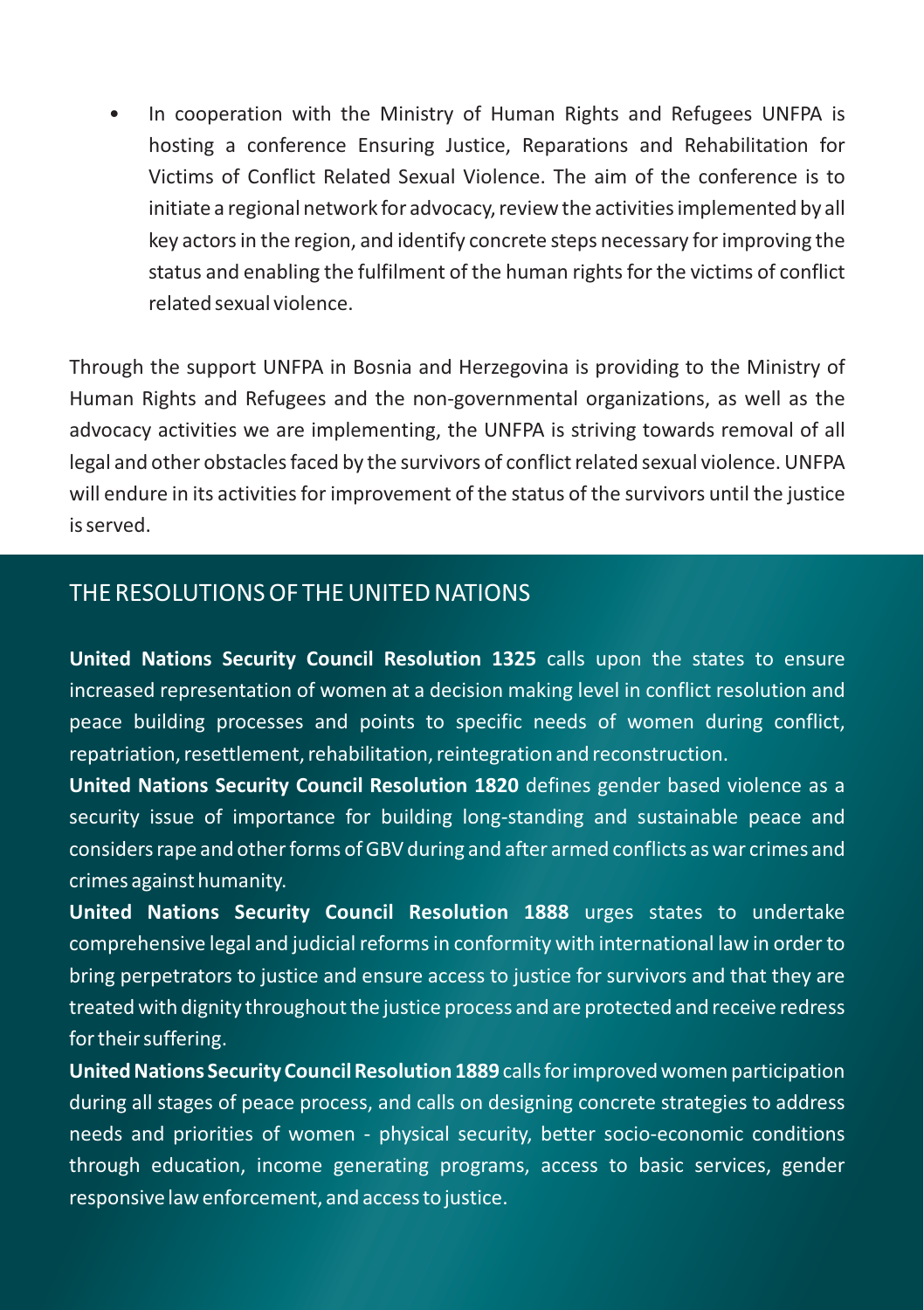- In cooperation with the Ministry of Human Rights and Refugees UNFPA is hosting a conference Ensuring Justice, Reparations and Rehabilitation for Victims of Conflict Related Sexual Violence. The aim of the conference is to initiate a regional network for advocacy, review the activities implemented by all key actors in the region, and identify concrete steps necessary for improving the status and enabling the fulfilment of the human rights for the victims of conflict related sexual violence.

Through the support UNFPA in Bosnia and Herzegovina is providing to the Ministry of Human Rights and Refugees and the non-governmental organizations, as well as the advocacy activities we are implementing, the UNFPA is striving towards removal of all legal and other obstacles faced by the survivors of conflict related sexual violence. UNFPA will endure in its activities for improvement of the status of the survivors until the justice is served.

## THE RESOLUTIONS OF THE UNITED NATIONS

**United Nations Security Council Resolution 1325** calls upon the states to ensure increased representation of women at a decision making level in conflict resolution and peace building processes and points to specific needs of women during conflict, repatriation, resettlement, rehabilitation, reintegration and reconstruction.

**United Nations Security Council Resolution 1820** defines gender based violence as a security issue of importance for building long-standing and sustainable peace and considers rape and other forms of GBV during and after armed conflicts as war crimes and crimes against humanity.

**United Nations Security Council Resolution 1888** urges states to undertake comprehensive legal and judicial reforms in conformity with international law in order to bring perpetrators to justice and ensure access to justice for survivors and that they are treated with dignity throughout the justice process and are protected and receive redress for their suffering.

**United Nations Security Council Resolution 1889** calls for improved women participation during all stages of peace process, and calls on designing concrete strategies to address needs and priorities of women - physical security, better socio-economic conditions through education, income generating programs, access to basic services, gender responsive law enforcement, and access to justice.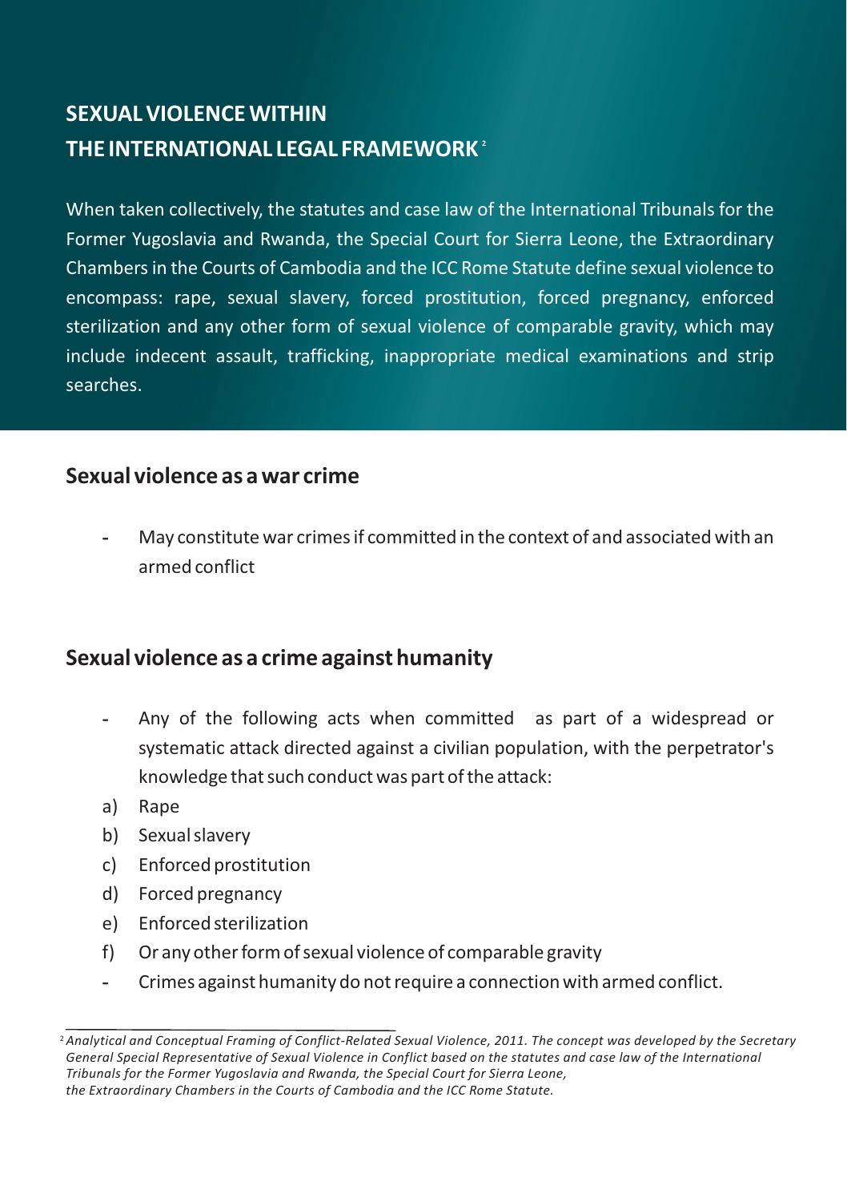## SEXUAL VIOLENCE WITHIN THE INTERNATIONAL LEGAL FRAMEWORK[2]

When taken collectively, the statutes and case law of the International Tribunals for the Former Yugoslavia and Rwanda, the Special Court for Sierra Leone, the Extraordinary Chambers in the Courts of Cambodia and the ICC Rome Statute define sexual violence to encompass: rape, sexual slavery, forced prostitution, forced pregnancy, enforced sterilization and any other form of sexual violence of comparable gravity, which may include indecent assault, trafficking, inappropriate medical examinations and strip searches.

### Sexual violence as a war crime

- May constitute war crimes if committed in the context of and associated with an armed conflict

### Sexual violence as a crime against humanity

- Any of the following acts when committed as part of a widespread or systematic attack directed against a civilian population, with the perpetrator's knowledge that such conduct was part of the attack:

a) Rape
b) Sexual slavery
c) Enforced prostitution
d) Forced pregnancy
e) Enforced sterilization
f) Or any other form of sexual violence of comparable gravity

- Crimes against humanity do not require a connection with armed conflict.

---

[2] *Analytical and Conceptual Framing of Conflict-Related Sexual Violence, 2011. The concept was developed by the Secretary General Special Representative of Sexual Violence in Conflict based on the statutes and case law of the International Tribunals for the Former Yugoslavia and Rwanda, the Special Court for Sierra Leone, the Extraordinary Chambers in the Courts of Cambodia and the ICC Rome Statute.*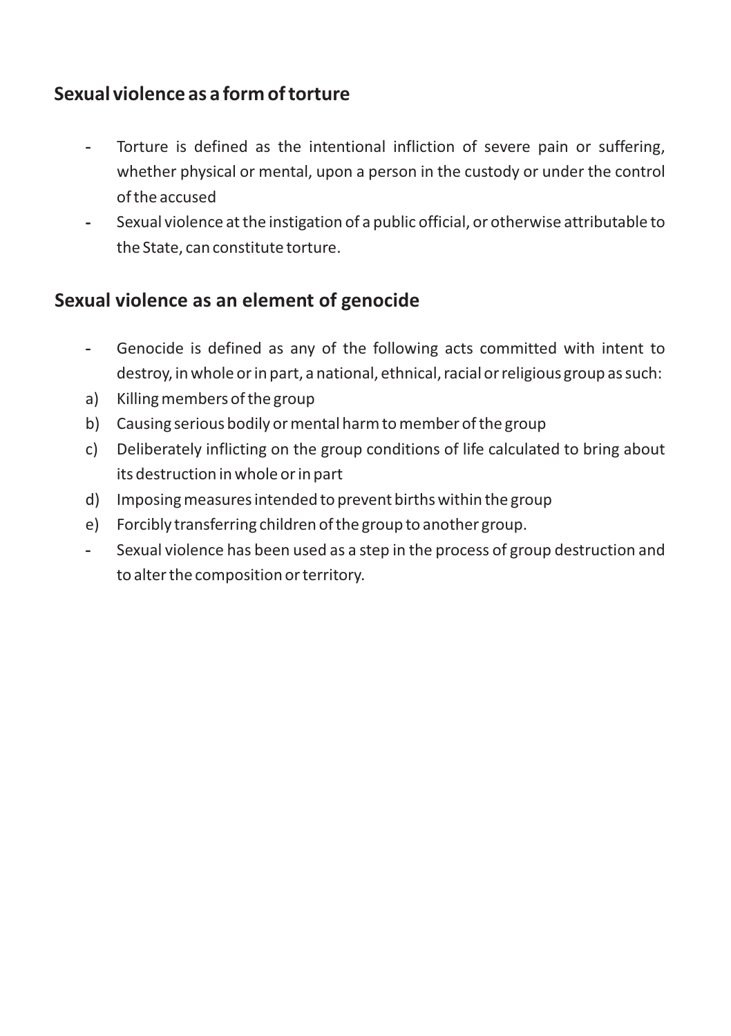## Sexual violence as a form of torture

- Torture is defined as the intentional infliction of severe pain or suffering, whether physical or mental, upon a person in the custody or under the control of the accused
- Sexual violence at the instigation of a public official, or otherwise attributable to the State, can constitute torture.

## Sexual violence as an element of genocide

- Genocide is defined as any of the following acts committed with intent to destroy, in whole or in part, a national, ethnical, racial or religious group as such:

a) Killing members of the group
b) Causing serious bodily or mental harm to member of the group
c) Deliberately inflicting on the group conditions of life calculated to bring about its destruction in whole or in part
d) Imposing measures intended to prevent births within the group
e) Forcibly transferring children of the group to another group.

- Sexual violence has been used as a step in the process of group destruction and to alter the composition or territory.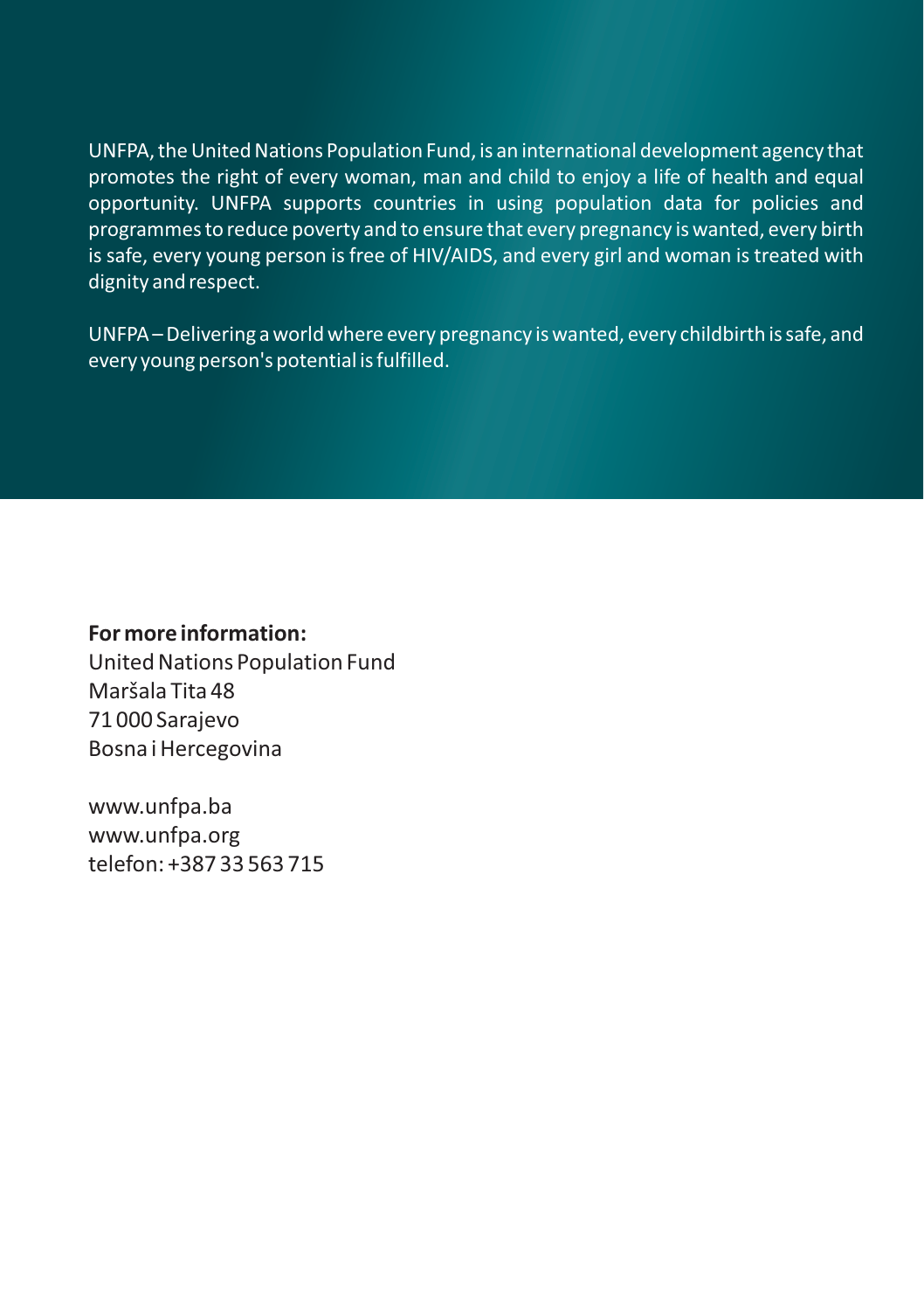UNFPA, the United Nations Population Fund, is an international development agency that promotes the right of every woman, man and child to enjoy a life of health and equal opportunity. UNFPA supports countries in using population data for policies and programmes to reduce poverty and to ensure that every pregnancy is wanted, every birth is safe, every young person is free of HIV/AIDS, and every girl and woman is treated with dignity and respect.

UNFPA – Delivering a world where every pregnancy is wanted, every childbirth is safe, and every young person's potential is fulfilled.

**For more information:**
United Nations Population Fund
Maršala Tita 48
71 000 Sarajevo
Bosna i Hercegovina

www.unfpa.ba
www.unfpa.org
telefon: +387 33 563 715